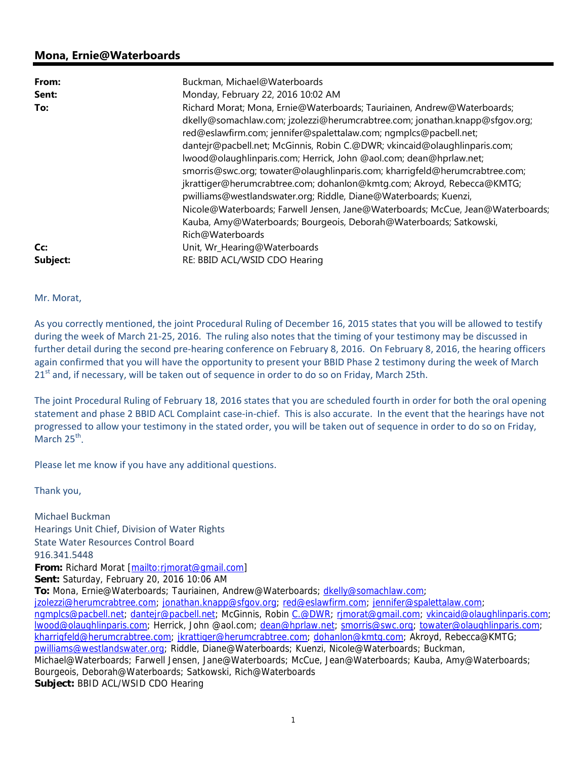## Mona, Ernie@Waterboards

**From:** Buckman, Michael@Waterboards
**Sent:** Monday, February 22, 2016 10:02 AM
**To:** Richard Morat; Mona, Ernie@Waterboards; Tauriainen, Andrew@Waterboards; dkelly@somachlaw.com; jzolezzi@herumcrabtree.com; jonathan.knapp@sfgov.org; red@eslawfirm.com; jennifer@spalettalaw.com; ngmplcs@pacbell.net; dantejr@pacbell.net; McGinnis, Robin C.@DWR; vkincaid@olaughlinparis.com; lwood@olaughlinparis.com; Herrick, John @aol.com; dean@hprlaw.net; smorris@swc.org; towater@olaughlinparis.com; kharrigfeld@herumcrabtree.com; jkrattiger@herumcrabtree.com; dohanlon@kmtg.com; Akroyd, Rebecca@KMTG; pwilliams@westlandswater.org; Riddle, Diane@Waterboards; Kuenzi, Nicole@Waterboards; Farwell Jensen, Jane@Waterboards; McCue, Jean@Waterboards; Kauba, Amy@Waterboards; Bourgeois, Deborah@Waterboards; Satkowski, Rich@Waterboards
**Cc:** Unit, Wr_Hearing@Waterboards
**Subject:** RE: BBID ACL/WSID CDO Hearing

Mr. Morat,

As you correctly mentioned, the joint Procedural Ruling of December 16, 2015 states that you will be allowed to testify during the week of March 21-25, 2016. The ruling also notes that the timing of your testimony may be discussed in further detail during the second pre-hearing conference on February 8, 2016. On February 8, 2016, the hearing officers again confirmed that you will have the opportunity to present your BBID Phase 2 testimony during the week of March 21st and, if necessary, will be taken out of sequence in order to do so on Friday, March 25th.

The joint Procedural Ruling of February 18, 2016 states that you are scheduled fourth in order for both the oral opening statement and phase 2 BBID ACL Complaint case-in-chief. This is also accurate. In the event that the hearings have not progressed to allow your testimony in the stated order, you will be taken out of sequence in order to do so on Friday, March 25th.

Please let me know if you have any additional questions.

Thank you,

Michael Buckman
Hearings Unit Chief, Division of Water Rights
State Water Resources Control Board
916.341.5448

**From:** Richard Morat [mailto:rjmorat@gmail.com]
**Sent:** Saturday, February 20, 2016 10:06 AM
**To:** Mona, Ernie@Waterboards; Tauriainen, Andrew@Waterboards; dkelly@somachlaw.com; jzolezzi@herumcrabtree.com; jonathan.knapp@sfgov.org; red@eslawfirm.com; jennifer@spalettalaw.com; ngmplcs@pacbell.net; dantejr@pacbell.net; McGinnis, Robin C.@DWR; rjmorat@gmail.com; vkincaid@olaughlinparis.com; lwood@olaughlinparis.com; Herrick, John @aol.com; dean@hprlaw.net; smorris@swc.org; towater@olaughlinparis.com; kharrigfeld@herumcrabtree.com; jkrattiger@herumcrabtree.com; dohanlon@kmtg.com; Akroyd, Rebecca@KMTG; pwilliams@westlandswater.org; Riddle, Diane@Waterboards; Kuenzi, Nicole@Waterboards; Buckman, Michael@Waterboards; Farwell Jensen, Jane@Waterboards; McCue, Jean@Waterboards; Kauba, Amy@Waterboards; Bourgeois, Deborah@Waterboards; Satkowski, Rich@Waterboards
**Subject:** BBID ACL/WSID CDO Hearing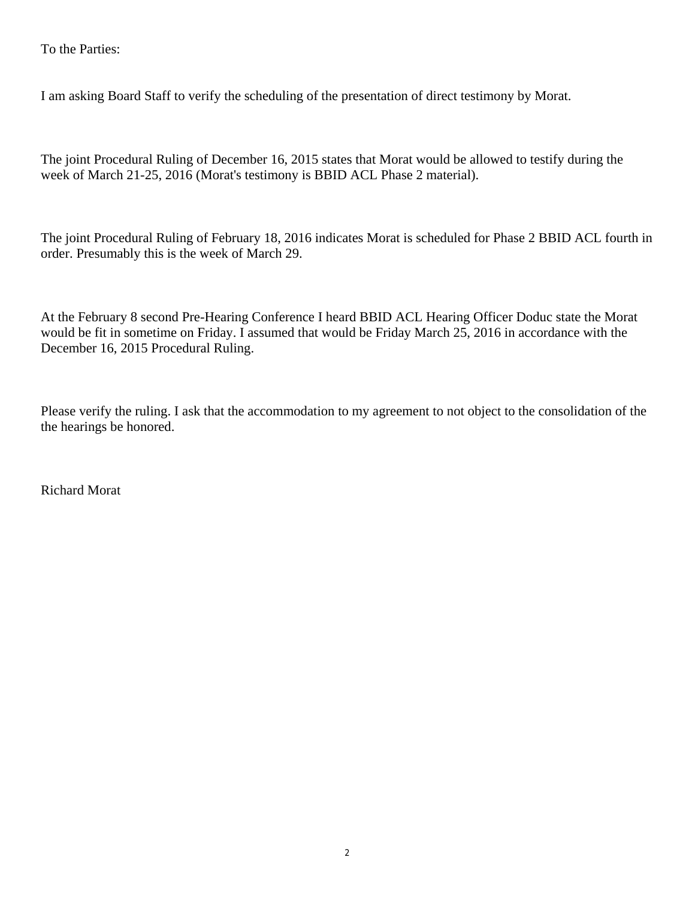To the Parties:

I am asking Board Staff to verify the scheduling of the presentation of direct testimony by Morat.

The joint Procedural Ruling of December 16, 2015 states that Morat would be allowed to testify during the week of March 21-25, 2016 (Morat's testimony is BBID ACL Phase 2 material).

The joint Procedural Ruling of February 18, 2016 indicates Morat is scheduled for Phase 2 BBID ACL fourth in order. Presumably this is the week of March 29.

At the February 8 second Pre-Hearing Conference I heard BBID ACL Hearing Officer Doduc state the Morat would be fit in sometime on Friday. I assumed that would be Friday March 25, 2016 in accordance with the December 16, 2015 Procedural Ruling.

Please verify the ruling. I ask that the accommodation to my agreement to not object to the consolidation of the the hearings be honored.

Richard Morat